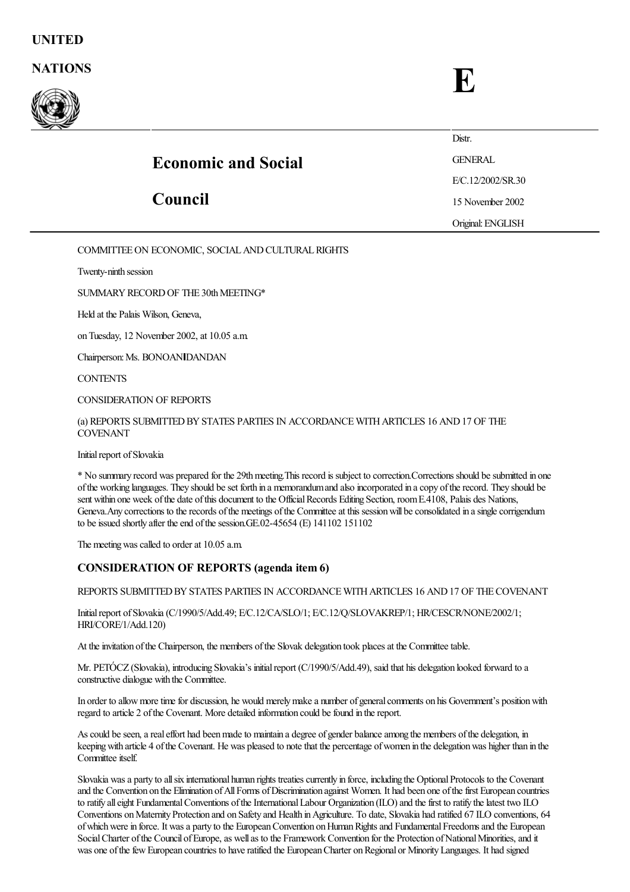UNITED

NATIONS

**E**

# Economic and Social Council

Distr.

GENERAL

E/C.12/2002/SR.30

15 November 2002

Original: ENGLISH

COMMITTEE ON ECONOMIC, SOCIAL AND CULTURAL RIGHTS

Twenty-ninth session

SUMMARY RECORD OF THE 30th MEETING*

Held at the Palais Wilson, Geneva,

on Tuesday, 12 November 2002, at 10.05 a.m.

Chairperson: Ms. BONOAN‑DANDAN

CONTENTS

CONSIDERATION OF REPORTS

(a) REPORTS SUBMITTED BY STATES PARTIES IN ACCORDANCE WITH ARTICLES 16 AND 17 OF THE COVENANT

Initial report of Slovakia

* No summary record was prepared for the 29th meeting. This record is subject to correction. Corrections should be submitted in one of the working languages. They should be set forth in a memorandum and also incorporated in a copy of the record. They should be sent within one week of the date of this document to the Official Records Editing Section, room E.4108, Palais des Nations, Geneva. Any corrections to the records of the meetings of the Committee at this session will be consolidated in a single corrigendum to be issued shortly after the end of the session. GE.02-45654 (E) 141102 151102

The meeting was called to order at 10.05 a.m.

## CONSIDERATION OF REPORTS (agenda item 6)

REPORTS SUBMITTED BY STATES PARTIES IN ACCORDANCE WITH ARTICLES 16 AND 17 OF THE COVENANT

Initial report of Slovakia (C/1990/5/Add.49; E/C.12/CA/SLO/1; E/C.12/Q/SLOVAKREP/1; HR/CESCR/NONE/2002/1; HRI/CORE/1/Add.120)

At the invitation of the Chairperson, the members of the Slovak delegation took places at the Committee table.

Mr. PETÓCZ (Slovakia), introducing Slovakia's initial report (C/1990/5/Add.49), said that his delegation looked forward to a constructive dialogue with the Committee.

In order to allow more time for discussion, he would merely make a number of general comments on his Government's position with regard to article 2 of the Covenant. More detailed information could be found in the report.

As could be seen, a real effort had been made to maintain a degree of gender balance among the members of the delegation, in keeping with article 4 of the Covenant. He was pleased to note that the percentage of women in the delegation was higher than in the Committee itself.

Slovakia was a party to all six international human rights treaties currently in force, including the Optional Protocols to the Covenant and the Convention on the Elimination of All Forms of Discrimination against Women. It had been one of the first European countries to ratify all eight Fundamental Conventions of the International Labour Organization (ILO) and the first to ratify the latest two ILO Conventions on Maternity Protection and on Safety and Health in Agriculture. To date, Slovakia had ratified 67 ILO conventions, 64 of which were in force. It was a party to the European Convention on Human Rights and Fundamental Freedoms and the European Social Charter of the Council of Europe, as well as to the Framework Convention for the Protection of National Minorities, and it was one of the few European countries to have ratified the European Charter on Regional or Minority Languages. It had signed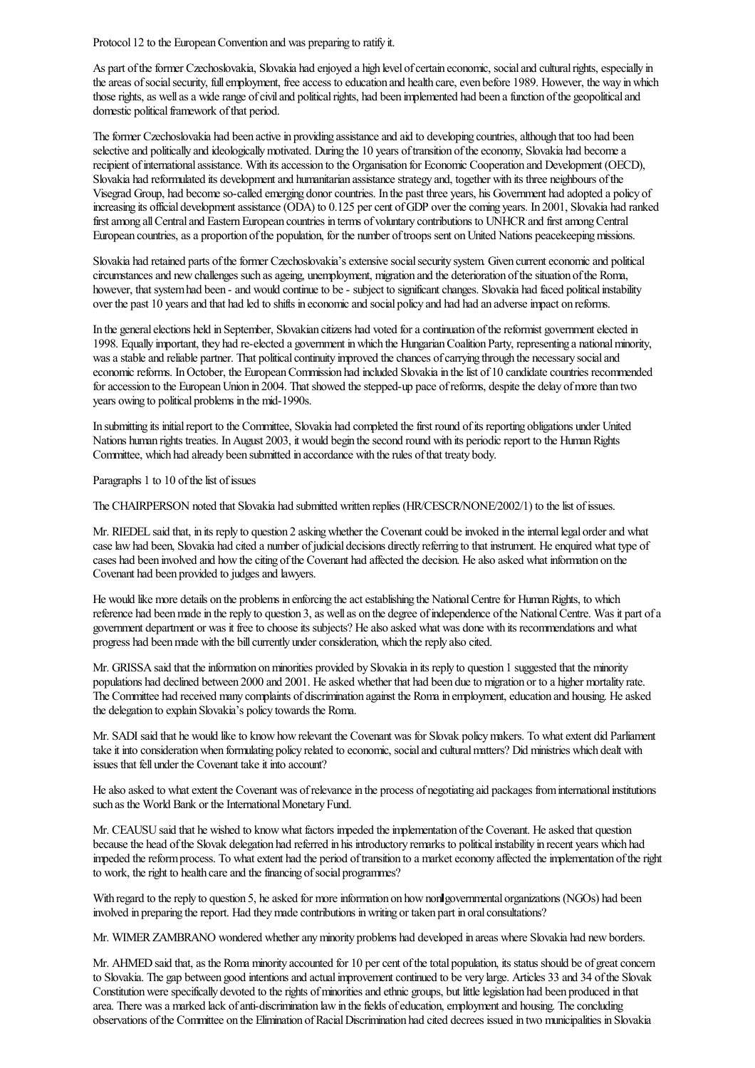Protocol 12 to the European Convention and was preparing to ratify it.

As part of the former Czechoslovakia, Slovakia had enjoyed a high level of certain economic, social and cultural rights, especially in the areas of social security, full employment, free access to education and health care, even before 1989. However, the way in which those rights, as well as a wide range of civil and political rights, had been implemented had been a function of the geopolitical and domestic political framework of that period.

The former Czechoslovakia had been active in providing assistance and aid to developing countries, although that too had been selective and politically and ideologically motivated. During the 10 years of transition of the economy, Slovakia had become a recipient of international assistance. With its accession to the Organisation for Economic Cooperation and Development (OECD), Slovakia had reformulated its development and humanitarian assistance strategy and, together with its three neighbours of the Visegrad Group, had become so-called emerging donor countries. In the past three years, his Government had adopted a policy of increasing its official development assistance (ODA) to 0.125 per cent of GDP over the coming years. In 2001, Slovakia had ranked first among all Central and Eastern European countries in terms of voluntary contributions to UNHCR and first among Central European countries, as a proportion of the population, for the number of troops sent on United Nations peacekeeping missions.

Slovakia had retained parts of the former Czechoslovakia's extensive social security system. Given current economic and political circumstances and new challenges such as ageing, unemployment, migration and the deterioration of the situation of the Roma, however, that system had been - and would continue to be - subject to significant changes. Slovakia had faced political instability over the past 10 years and that had led to shifts in economic and social policy and had had an adverse impact on reforms.

In the general elections held in September, Slovakian citizens had voted for a continuation of the reformist government elected in 1998. Equally important, they had re-elected a government in which the Hungarian Coalition Party, representing a national minority, was a stable and reliable partner. That political continuity improved the chances of carrying through the necessary social and economic reforms. In October, the European Commission had included Slovakia in the list of 10 candidate countries recommended for accession to the European Union in 2004. That showed the stepped-up pace of reforms, despite the delay of more than two years owing to political problems in the mid-1990s.

In submitting its initial report to the Committee, Slovakia had completed the first round of its reporting obligations under United Nations human rights treaties. In August 2003, it would begin the second round with its periodic report to the Human Rights Committee, which had already been submitted in accordance with the rules of that treaty body.

Paragraphs 1 to 10 of the list of issues

The CHAIRPERSON noted that Slovakia had submitted written replies (HR/CESCR/NONE/2002/1) to the list of issues.

Mr. RIEDEL said that, in its reply to question 2 asking whether the Covenant could be invoked in the internal legal order and what case law had been, Slovakia had cited a number of judicial decisions directly referring to that instrument. He enquired what type of cases had been involved and how the citing of the Covenant had affected the decision. He also asked what information on the Covenant had been provided to judges and lawyers.

He would like more details on the problems in enforcing the act establishing the National Centre for Human Rights, to which reference had been made in the reply to question 3, as well as on the degree of independence of the National Centre. Was it part of a government department or was it free to choose its subjects? He also asked what was done with its recommendations and what progress had been made with the bill currently under consideration, which the reply also cited.

Mr. GRISSA said that the information on minorities provided by Slovakia in its reply to question 1 suggested that the minority populations had declined between 2000 and 2001. He asked whether that had been due to migration or to a higher mortality rate. The Committee had received many complaints of discrimination against the Roma in employment, education and housing. He asked the delegation to explain Slovakia's policy towards the Roma.

Mr. SADI said that he would like to know how relevant the Covenant was for Slovak policy makers. To what extent did Parliament take it into consideration when formulating policy related to economic, social and cultural matters? Did ministries which dealt with issues that fell under the Covenant take it into account?

He also asked to what extent the Covenant was of relevance in the process of negotiating aid packages from international institutions such as the World Bank or the International Monetary Fund.

Mr. CEAUSU said that he wished to know what factors impeded the implementation of the Covenant. He asked that question because the head of the Slovak delegation had referred in his introductory remarks to political instability in recent years which had impeded the reform process. To what extent had the period of transition to a market economy affected the implementation of the right to work, the right to health care and the financing of social programmes?

With regard to the reply to question 5, he asked for more information on how non-governmental organizations (NGOs) had been involved in preparing the report. Had they made contributions in writing or taken part in oral consultations?

Mr. WIMER ZAMBRANO wondered whether any minority problems had developed in areas where Slovakia had new borders.

Mr. AHMED said that, as the Roma minority accounted for 10 per cent of the total population, its status should be of great concern to Slovakia. The gap between good intentions and actual improvement continued to be very large. Articles 33 and 34 of the Slovak Constitution were specifically devoted to the rights of minorities and ethnic groups, but little legislation had been produced in that area. There was a marked lack of anti-discrimination law in the fields of education, employment and housing. The concluding observations of the Committee on the Elimination of Racial Discrimination had cited decrees issued in two municipalities in Slovakia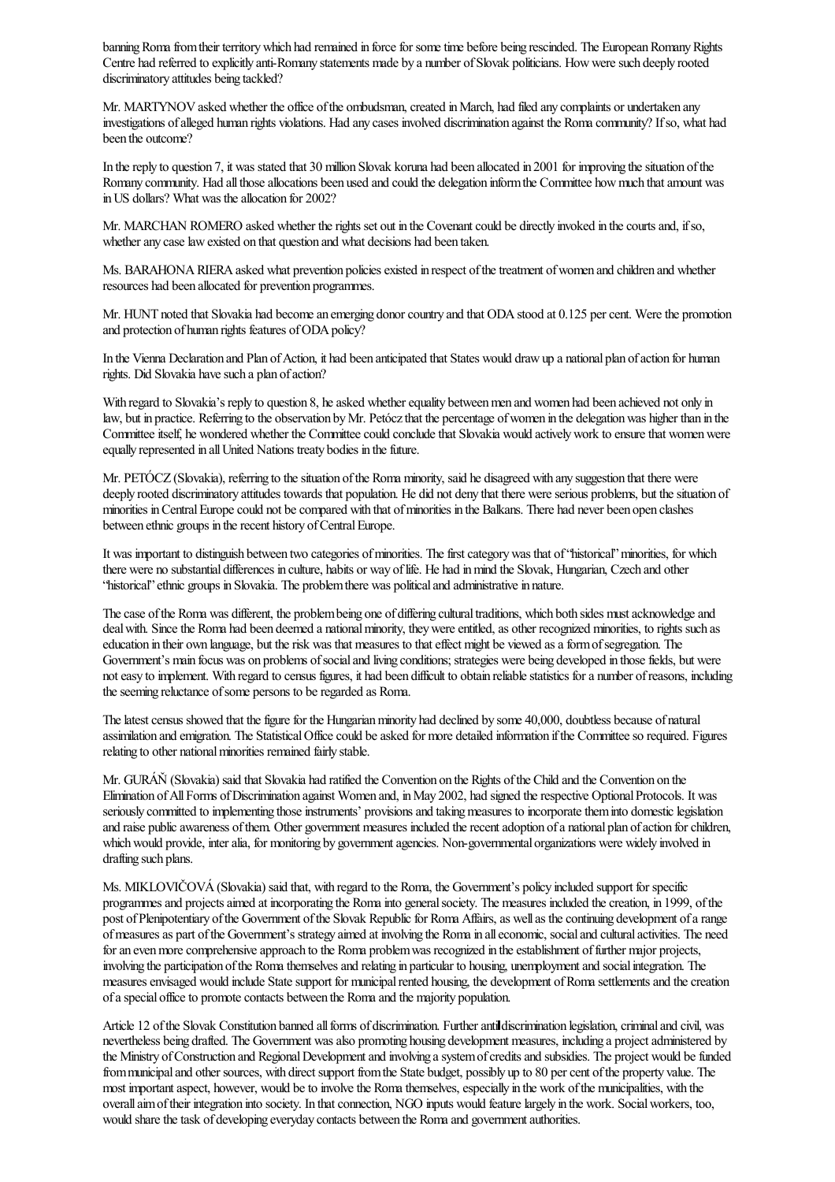banning Roma from their territory which had remained in force for some time before being rescinded. The European Romany Rights Centre had referred to explicitly anti-Romany statements made by a number of Slovak politicians. How were such deeply rooted discriminatory attitudes being tackled?

Mr. MARTYNOV asked whether the office of the ombudsman, created in March, had filed any complaints or undertaken any investigations of alleged human rights violations. Had any cases involved discrimination against the Roma community? If so, what had been the outcome?

In the reply to question 7, it was stated that 30 million Slovak koruna had been allocated in 2001 for improving the situation of the Romany community. Had all those allocations been used and could the delegation inform the Committee how much that amount was in US dollars? What was the allocation for 2002?

Mr. MARCHAN ROMERO asked whether the rights set out in the Covenant could be directly invoked in the courts and, if so, whether any case law existed on that question and what decisions had been taken.

Ms. BARAHONA RIERA asked what prevention policies existed in respect of the treatment of women and children and whether resources had been allocated for prevention programmes.

Mr. HUNT noted that Slovakia had become an emerging donor country and that ODA stood at 0.125 per cent. Were the promotion and protection of human rights features of ODA policy?

In the Vienna Declaration and Plan of Action, it had been anticipated that States would draw up a national plan of action for human rights. Did Slovakia have such a plan of action?

With regard to Slovakia's reply to question 8, he asked whether equality between men and women had been achieved not only in law, but in practice. Referring to the observation by Mr. Petócz that the percentage of women in the delegation was higher than in the Committee itself, he wondered whether the Committee could conclude that Slovakia would actively work to ensure that women were equally represented in all United Nations treaty bodies in the future.

Mr. PETÓCZ (Slovakia), referring to the situation of the Roma minority, said he disagreed with any suggestion that there were deeply rooted discriminatory attitudes towards that population. He did not deny that there were serious problems, but the situation of minorities in Central Europe could not be compared with that of minorities in the Balkans. There had never been open clashes between ethnic groups in the recent history of Central Europe.

It was important to distinguish between two categories of minorities. The first category was that of "historical" minorities, for which there were no substantial differences in culture, habits or way of life. He had in mind the Slovak, Hungarian, Czech and other "historical" ethnic groups in Slovakia. The problem there was political and administrative in nature.

The case of the Roma was different, the problem being one of differing cultural traditions, which both sides must acknowledge and deal with. Since the Roma had been deemed a national minority, they were entitled, as other recognized minorities, to rights such as education in their own language, but the risk was that measures to that effect might be viewed as a form of segregation. The Government's main focus was on problems of social and living conditions; strategies were being developed in those fields, but were not easy to implement. With regard to census figures, it had been difficult to obtain reliable statistics for a number of reasons, including the seeming reluctance of some persons to be regarded as Roma.

The latest census showed that the figure for the Hungarian minority had declined by some 40,000, doubtless because of natural assimilation and emigration. The Statistical Office could be asked for more detailed information if the Committee so required. Figures relating to other national minorities remained fairly stable.

Mr. GURÁŇ (Slovakia) said that Slovakia had ratified the Convention on the Rights of the Child and the Convention on the Elimination of All Forms of Discrimination against Women and, in May 2002, had signed the respective Optional Protocols. It was seriously committed to implementing those instruments' provisions and taking measures to incorporate them into domestic legislation and raise public awareness of them. Other government measures included the recent adoption of a national plan of action for children, which would provide, inter alia, for monitoring by government agencies. Non-governmental organizations were widely involved in drafting such plans.

Ms. MIKLOVIČOVÁ (Slovakia) said that, with regard to the Roma, the Government's policy included support for specific programmes and projects aimed at incorporating the Roma into general society. The measures included the creation, in 1999, of the post of Plenipotentiary of the Government of the Slovak Republic for Roma Affairs, as well as the continuing development of a range of measures as part of the Government's strategy aimed at involving the Roma in all economic, social and cultural activities. The need for an even more comprehensive approach to the Roma problem was recognized in the establishment of further major projects, involving the participation of the Roma themselves and relating in particular to housing, unemployment and social integration. The measures envisaged would include State support for municipal rented housing, the development of Roma settlements and the creation of a special office to promote contacts between the Roma and the majority population.

Article 12 of the Slovak Constitution banned all forms of discrimination. Further antidiscrimination legislation, criminal and civil, was nevertheless being drafted. The Government was also promoting housing development measures, including a project administered by the Ministry of Construction and Regional Development and involving a system of credits and subsidies. The project would be funded from municipal and other sources, with direct support from the State budget, possibly up to 80 per cent of the property value. The most important aspect, however, would be to involve the Roma themselves, especially in the work of the municipalities, with the overall aim of their integration into society. In that connection, NGO inputs would feature largely in the work. Social workers, too, would share the task of developing everyday contacts between the Roma and government authorities.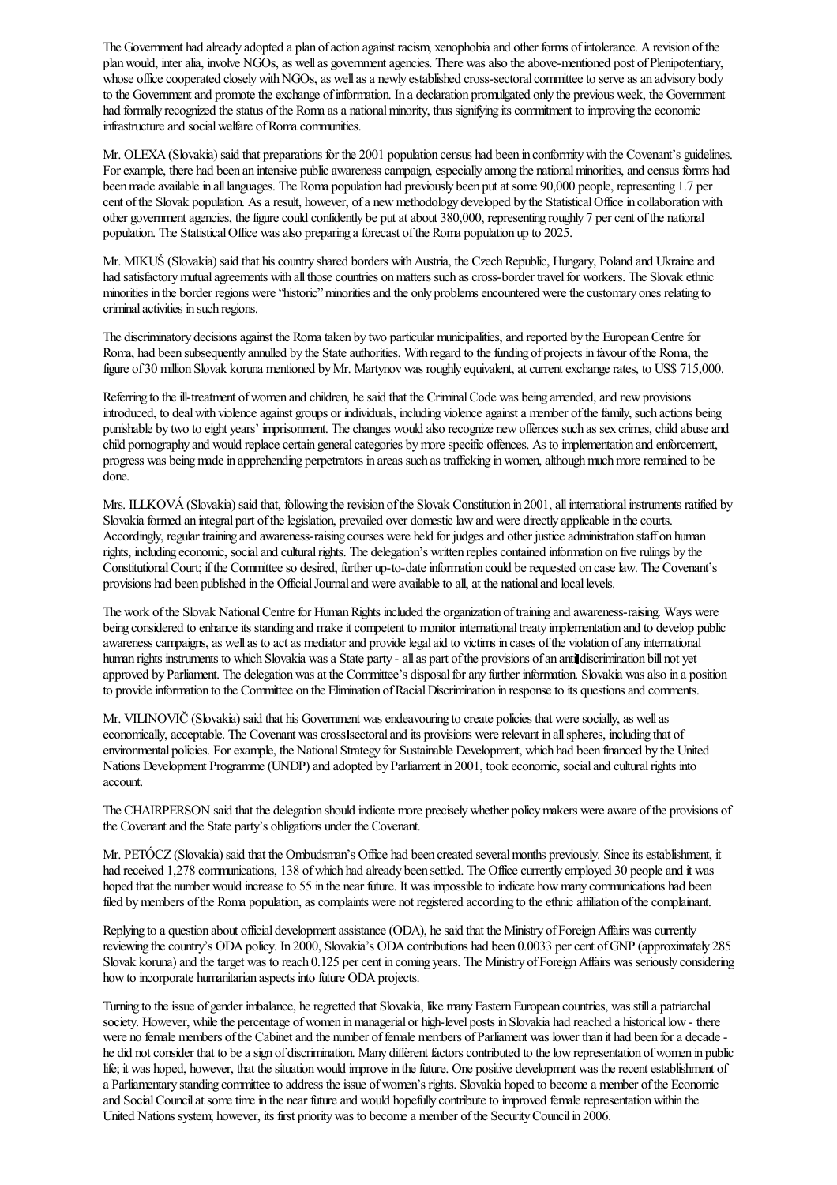The Government had already adopted a plan of action against racism, xenophobia and other forms of intolerance. A revision of the plan would, inter alia, involve NGOs, as well as government agencies. There was also the above-mentioned post of Plenipotentiary, whose office cooperated closely with NGOs, as well as a newly established cross-sectoral committee to serve as an advisory body to the Government and promote the exchange of information. In a declaration promulgated only the previous week, the Government had formally recognized the status of the Roma as a national minority, thus signifying its commitment to improving the economic infrastructure and social welfare of Roma communities.

Mr. OLEXA (Slovakia) said that preparations for the 2001 population census had been in conformity with the Covenant's guidelines. For example, there had been an intensive public awareness campaign, especially among the national minorities, and census forms had been made available in all languages. The Roma population had previously been put at some 90,000 people, representing 1.7 per cent of the Slovak population. As a result, however, of a new methodology developed by the Statistical Office in collaboration with other government agencies, the figure could confidently be put at about 380,000, representing roughly 7 per cent of the national population. The Statistical Office was also preparing a forecast of the Roma population up to 2025.

Mr. MIKUŠ (Slovakia) said that his country shared borders with Austria, the Czech Republic, Hungary, Poland and Ukraine and had satisfactory mutual agreements with all those countries on matters such as cross-border travel for workers. The Slovak ethnic minorities in the border regions were "historic" minorities and the only problems encountered were the customary ones relating to criminal activities in such regions.

The discriminatory decisions against the Roma taken by two particular municipalities, and reported by the European Centre for Roma, had been subsequently annulled by the State authorities. With regard to the funding of projects in favour of the Roma, the figure of 30 million Slovak koruna mentioned by Mr. Martynov was roughly equivalent, at current exchange rates, to US$ 715,000.

Referring to the ill-treatment of women and children, he said that the Criminal Code was being amended, and new provisions introduced, to deal with violence against groups or individuals, including violence against a member of the family, such actions being punishable by two to eight years' imprisonment. The changes would also recognize new offences such as sex crimes, child abuse and child pornography and would replace certain general categories by more specific offences. As to implementation and enforcement, progress was being made in apprehending perpetrators in areas such as trafficking in women, although much more remained to be done.

Mrs. ILLKOVÁ (Slovakia) said that, following the revision of the Slovak Constitution in 2001, all international instruments ratified by Slovakia formed an integral part of the legislation, prevailed over domestic law and were directly applicable in the courts. Accordingly, regular training and awareness-raising courses were held for judges and other justice administration staff on human rights, including economic, social and cultural rights. The delegation's written replies contained information on five rulings by the Constitutional Court; if the Committee so desired, further up-to-date information could be requested on case law. The Covenant's provisions had been published in the Official Journal and were available to all, at the national and local levels.

The work of the Slovak National Centre for Human Rights included the organization of training and awareness-raising. Ways were being considered to enhance its standing and make it competent to monitor international treaty implementation and to develop public awareness campaigns, as well as to act as mediator and provide legal aid to victims in cases of the violation of any international human rights instruments to which Slovakia was a State party - all as part of the provisions of an anti-discrimination bill not yet approved by Parliament. The delegation was at the Committee's disposal for any further information. Slovakia was also in a position to provide information to the Committee on the Elimination of Racial Discrimination in response to its questions and comments.

Mr. VILINOVIČ (Slovakia) said that his Government was endeavouring to create policies that were socially, as well as economically, acceptable. The Covenant was cross-sectoral and its provisions were relevant in all spheres, including that of environmental policies. For example, the National Strategy for Sustainable Development, which had been financed by the United Nations Development Programme (UNDP) and adopted by Parliament in 2001, took economic, social and cultural rights into account.

The CHAIRPERSON said that the delegation should indicate more precisely whether policy makers were aware of the provisions of the Covenant and the State party's obligations under the Covenant.

Mr. PETÓCZ (Slovakia) said that the Ombudsman's Office had been created several months previously. Since its establishment, it had received 1,278 communications, 138 of which had already been settled. The Office currently employed 30 people and it was hoped that the number would increase to 55 in the near future. It was impossible to indicate how many communications had been filed by members of the Roma population, as complaints were not registered according to the ethnic affiliation of the complainant.

Replying to a question about official development assistance (ODA), he said that the Ministry of Foreign Affairs was currently reviewing the country's ODA policy. In 2000, Slovakia's ODA contributions had been 0.0033 per cent of GNP (approximately 285 Slovak koruna) and the target was to reach 0.125 per cent in coming years. The Ministry of Foreign Affairs was seriously considering how to incorporate humanitarian aspects into future ODA projects.

Turning to the issue of gender imbalance, he regretted that Slovakia, like many Eastern European countries, was still a patriarchal society. However, while the percentage of women in managerial or high-level posts in Slovakia had reached a historical low - there were no female members of the Cabinet and the number of female members of Parliament was lower than it had been for a decade - he did not consider that to be a sign of discrimination. Many different factors contributed to the low representation of women in public life; it was hoped, however, that the situation would improve in the future. One positive development was the recent establishment of a Parliamentary standing committee to address the issue of women's rights. Slovakia hoped to become a member of the Economic and Social Council at some time in the near future and would hopefully contribute to improved female representation within the United Nations system; however, its first priority was to become a member of the Security Council in 2006.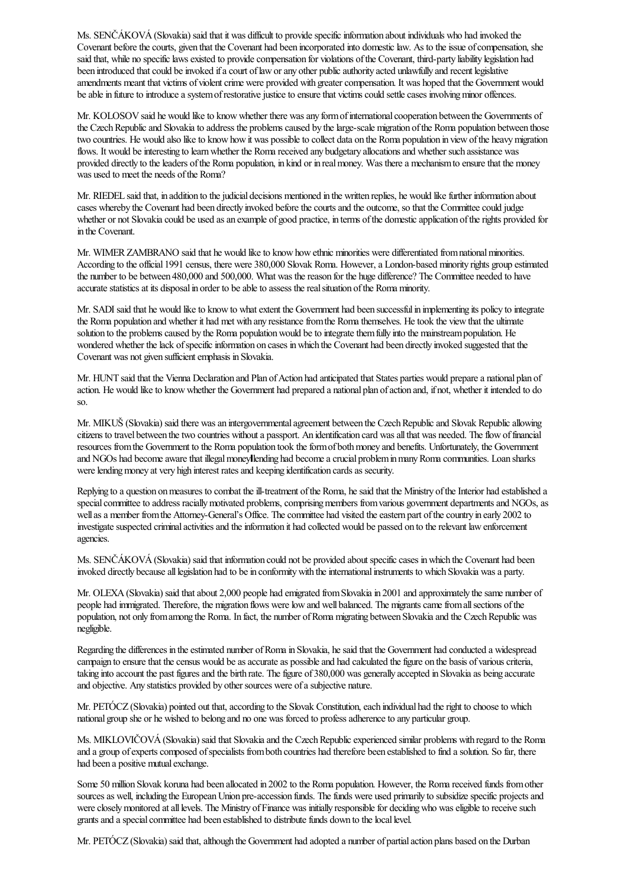Ms. SENČÁKOVÁ (Slovakia) said that it was difficult to provide specific information about individuals who had invoked the Covenant before the courts, given that the Covenant had been incorporated into domestic law. As to the issue of compensation, she said that, while no specific laws existed to provide compensation for violations of the Covenant, third-party liability legislation had been introduced that could be invoked if a court of law or any other public authority acted unlawfully and recent legislative amendments meant that victims of violent crime were provided with greater compensation. It was hoped that the Government would be able in future to introduce a system of restorative justice to ensure that victims could settle cases involving minor offences.

Mr. KOLOSOV said he would like to know whether there was any form of international cooperation between the Governments of the Czech Republic and Slovakia to address the problems caused by the large-scale migration of the Roma population between those two countries. He would also like to know how it was possible to collect data on the Roma population in view of the heavy migration flows. It would be interesting to learn whether the Roma received any budgetary allocations and whether such assistance was provided directly to the leaders of the Roma population, in kind or in real money. Was there a mechanism to ensure that the money was used to meet the needs of the Roma?

Mr. RIEDEL said that, in addition to the judicial decisions mentioned in the written replies, he would like further information about cases whereby the Covenant had been directly invoked before the courts and the outcome, so that the Committee could judge whether or not Slovakia could be used as an example of good practice, in terms of the domestic application of the rights provided for in the Covenant.

Mr. WIMER ZAMBRANO said that he would like to know how ethnic minorities were differentiated from national minorities. According to the official 1991 census, there were 380,000 Slovak Roma. However, a London-based minority rights group estimated the number to be between 480,000 and 500,000. What was the reason for the huge difference? The Committee needed to have accurate statistics at its disposal in order to be able to assess the real situation of the Roma minority.

Mr. SADI said that he would like to know to what extent the Government had been successful in implementing its policy to integrate the Roma population and whether it had met with any resistance from the Roma themselves. He took the view that the ultimate solution to the problems caused by the Roma population would be to integrate them fully into the mainstream population. He wondered whether the lack of specific information on cases in which the Covenant had been directly invoked suggested that the Covenant was not given sufficient emphasis in Slovakia.

Mr. HUNT said that the Vienna Declaration and Plan of Action had anticipated that States parties would prepare a national plan of action. He would like to know whether the Government had prepared a national plan of action and, if not, whether it intended to do so.

Mr. MIKUŠ (Slovakia) said there was an intergovernmental agreement between the Czech Republic and Slovak Republic allowing citizens to travel between the two countries without a passport. An identification card was all that was needed. The flow of financial resources from the Government to the Roma population took the form of both money and benefits. Unfortunately, the Government and NGOs had become aware that illegal money‑lending had become a crucial problem in many Roma communities. Loan sharks were lending money at very high interest rates and keeping identification cards as security.

Replying to a question on measures to combat the ill-treatment of the Roma, he said that the Ministry of the Interior had established a special committee to address racially motivated problems, comprising members from various government departments and NGOs, as well as a member from the Attorney-General's Office. The committee had visited the eastern part of the country in early 2002 to investigate suspected criminal activities and the information it had collected would be passed on to the relevant law enforcement agencies.

Ms. SENČÁKOVÁ (Slovakia) said that information could not be provided about specific cases in which the Covenant had been invoked directly because all legislation had to be in conformity with the international instruments to which Slovakia was a party.

Mr. OLEXA (Slovakia) said that about 2,000 people had emigrated from Slovakia in 2001 and approximately the same number of people had immigrated. Therefore, the migration flows were low and well balanced. The migrants came from all sections of the population, not only from among the Roma. In fact, the number of Roma migrating between Slovakia and the Czech Republic was negligible.

Regarding the differences in the estimated number of Roma in Slovakia, he said that the Government had conducted a widespread campaign to ensure that the census would be as accurate as possible and had calculated the figure on the basis of various criteria, taking into account the past figures and the birth rate. The figure of 380,000 was generally accepted in Slovakia as being accurate and objective. Any statistics provided by other sources were of a subjective nature.

Mr. PETÓCZ (Slovakia) pointed out that, according to the Slovak Constitution, each individual had the right to choose to which national group she or he wished to belong and no one was forced to profess adherence to any particular group.

Ms. MIKLOVIČOVÁ (Slovakia) said that Slovakia and the Czech Republic experienced similar problems with regard to the Roma and a group of experts composed of specialists from both countries had therefore been established to find a solution. So far, there had been a positive mutual exchange.

Some 50 million Slovak koruna had been allocated in 2002 to the Roma population. However, the Roma received funds from other sources as well, including the European Union pre-accession funds. The funds were used primarily to subsidize specific projects and were closely monitored at all levels. The Ministry of Finance was initially responsible for deciding who was eligible to receive such grants and a special committee had been established to distribute funds down to the local level.

Mr. PETÓCZ (Slovakia) said that, although the Government had adopted a number of partial action plans based on the Durban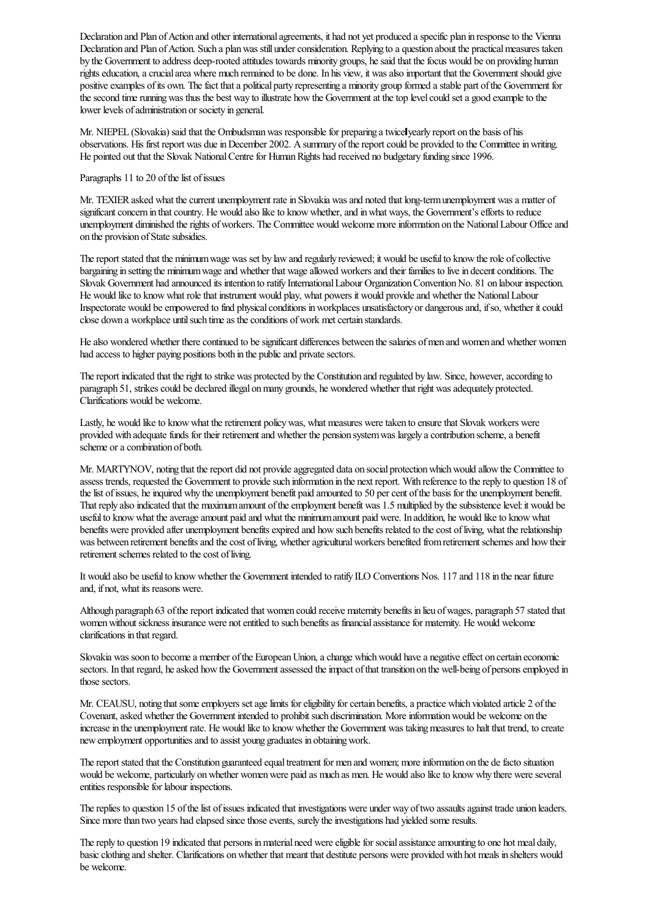Declaration and Plan of Action and other international agreements, it had not yet produced a specific plan in response to the Vienna Declaration and Plan of Action. Such a plan was still under consideration. Replying to a question about the practical measures taken by the Government to address deep-rooted attitudes towards minority groups, he said that the focus would be on providing human rights education, a crucial area where much remained to be done. In his view, it was also important that the Government should give positive examples of its own. The fact that a political party representing a minority group formed a stable part of the Government for the second time running was thus the best way to illustrate how the Government at the top level could set a good example to the lower levels of administration or society in general.

Mr. NIEPEL (Slovakia) said that the Ombudsman was responsible for preparing a twice-yearly report on the basis of his observations. His first report was due in December 2002. A summary of the report could be provided to the Committee in writing. He pointed out that the Slovak National Centre for Human Rights had received no budgetary funding since 1996.

Paragraphs 11 to 20 of the list of issues

Mr. TEXIER asked what the current unemployment rate in Slovakia was and noted that long-term unemployment was a matter of significant concern in that country. He would also like to know whether, and in what ways, the Government's efforts to reduce unemployment diminished the rights of workers. The Committee would welcome more information on the National Labour Office and on the provision of State subsidies.

The report stated that the minimum wage was set by law and regularly reviewed; it would be useful to know the role of collective bargaining in setting the minimum wage and whether that wage allowed workers and their families to live in decent conditions. The Slovak Government had announced its intention to ratify International Labour Organization Convention No. 81 on labour inspection. He would like to know what role that instrument would play, what powers it would provide and whether the National Labour Inspectorate would be empowered to find physical conditions in workplaces unsatisfactory or dangerous and, if so, whether it could close down a workplace until such time as the conditions of work met certain standards.

He also wondered whether there continued to be significant differences between the salaries of men and women and whether women had access to higher paying positions both in the public and private sectors.

The report indicated that the right to strike was protected by the Constitution and regulated by law. Since, however, according to paragraph 51, strikes could be declared illegal on many grounds, he wondered whether that right was adequately protected. Clarifications would be welcome.

Lastly, he would like to know what the retirement policy was, what measures were taken to ensure that Slovak workers were provided with adequate funds for their retirement and whether the pension system was largely a contribution scheme, a benefit scheme or a combination of both.

Mr. MARTYNOV, noting that the report did not provide aggregated data on social protection which would allow the Committee to assess trends, requested the Government to provide such information in the next report. With reference to the reply to question 18 of the list of issues, he inquired why the unemployment benefit paid amounted to 50 per cent of the basis for the unemployment benefit. That reply also indicated that the maximum amount of the employment benefit was 1.5 multiplied by the subsistence level: it would be useful to know what the average amount paid and what the minimum amount paid were. In addition, he would like to know what benefits were provided after unemployment benefits expired and how such benefits related to the cost of living, what the relationship was between retirement benefits and the cost of living, whether agricultural workers benefited from retirement schemes and how their retirement schemes related to the cost of living.

It would also be useful to know whether the Government intended to ratify ILO Conventions Nos. 117 and 118 in the near future and, if not, what its reasons were.

Although paragraph 63 of the report indicated that women could receive maternity benefits in lieu of wages, paragraph 57 stated that women without sickness insurance were not entitled to such benefits as financial assistance for maternity. He would welcome clarifications in that regard.

Slovakia was soon to become a member of the European Union, a change which would have a negative effect on certain economic sectors. In that regard, he asked how the Government assessed the impact of that transition on the well-being of persons employed in those sectors.

Mr. CEAUSU, noting that some employers set age limits for eligibility for certain benefits, a practice which violated article 2 of the Covenant, asked whether the Government intended to prohibit such discrimination. More information would be welcome on the increase in the unemployment rate. He would like to know whether the Government was taking measures to halt that trend, to create new employment opportunities and to assist young graduates in obtaining work.

The report stated that the Constitution guaranteed equal treatment for men and women; more information on the de facto situation would be welcome, particularly on whether women were paid as much as men. He would also like to know why there were several entities responsible for labour inspections.

The replies to question 15 of the list of issues indicated that investigations were under way of two assaults against trade union leaders. Since more than two years had elapsed since those events, surely the investigations had yielded some results.

The reply to question 19 indicated that persons in material need were eligible for social assistance amounting to one hot meal daily, basic clothing and shelter. Clarifications on whether that meant that destitute persons were provided with hot meals in shelters would be welcome.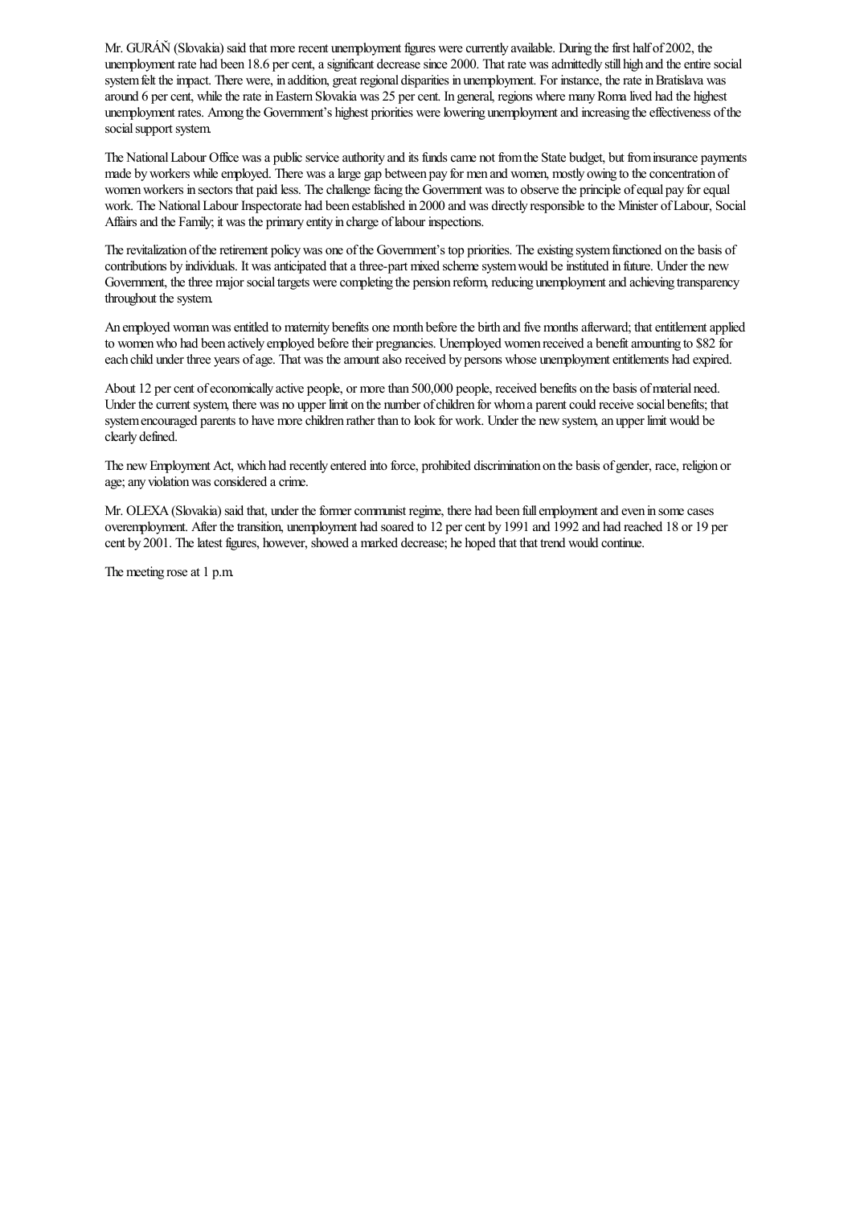Mr. GURÁŇ (Slovakia) said that more recent unemployment figures were currently available. During the first half of 2002, the unemployment rate had been 18.6 per cent, a significant decrease since 2000. That rate was admittedly still high and the entire social system felt the impact. There were, in addition, great regional disparities in unemployment. For instance, the rate in Bratislava was around 6 per cent, while the rate in Eastern Slovakia was 25 per cent. In general, regions where many Roma lived had the highest unemployment rates. Among the Government's highest priorities were lowering unemployment and increasing the effectiveness of the social support system.

The National Labour Office was a public service authority and its funds came not from the State budget, but from insurance payments made by workers while employed. There was a large gap between pay for men and women, mostly owing to the concentration of women workers in sectors that paid less. The challenge facing the Government was to observe the principle of equal pay for equal work. The National Labour Inspectorate had been established in 2000 and was directly responsible to the Minister of Labour, Social Affairs and the Family; it was the primary entity in charge of labour inspections.

The revitalization of the retirement policy was one of the Government's top priorities. The existing system functioned on the basis of contributions by individuals. It was anticipated that a three-part mixed scheme system would be instituted in future. Under the new Government, the three major social targets were completing the pension reform, reducing unemployment and achieving transparency throughout the system.

An employed woman was entitled to maternity benefits one month before the birth and five months afterward; that entitlement applied to women who had been actively employed before their pregnancies. Unemployed women received a benefit amounting to $82 for each child under three years of age. That was the amount also received by persons whose unemployment entitlements had expired.

About 12 per cent of economically active people, or more than 500,000 people, received benefits on the basis of material need. Under the current system, there was no upper limit on the number of children for whom a parent could receive social benefits; that system encouraged parents to have more children rather than to look for work. Under the new system, an upper limit would be clearly defined.

The new Employment Act, which had recently entered into force, prohibited discrimination on the basis of gender, race, religion or age; any violation was considered a crime.

Mr. OLEXA (Slovakia) said that, under the former communist regime, there had been full employment and even in some cases overemployment. After the transition, unemployment had soared to 12 per cent by 1991 and 1992 and had reached 18 or 19 per cent by 2001. The latest figures, however, showed a marked decrease; he hoped that that trend would continue.

The meeting rose at 1 p.m.